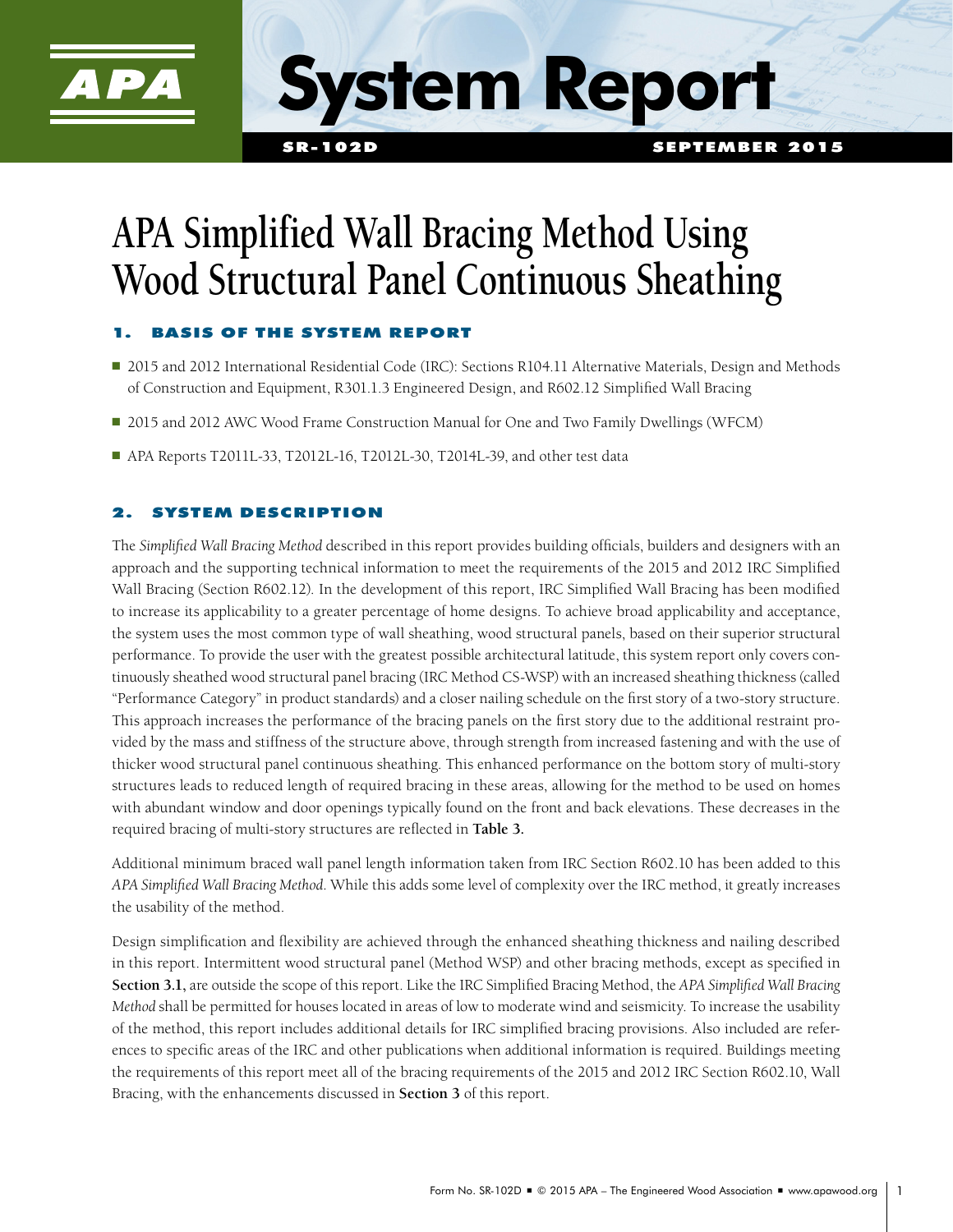APA

# System Report

SR-102D

SEPTEMBER 2015

# APA Simplified Wall Bracing Method Using Wood Structural Panel Continuous Sheathing

## 1. BASIS OF THE SYSTEM REPORT

- 2015 and 2012 International Residential Code (IRC): Sections R104.11 Alternative Materials, Design and Methods of Construction and Equipment, R301.1.3 Engineered Design, and R602.12 Simplified Wall Bracing
- 2015 and 2012 AWC Wood Frame Construction Manual for One and Two Family Dwellings (WFCM)
- APA Reports T2011L-33, T2012L-16, T2012L-30, T2014L-39, and other test data

## 2. SYSTEM DESCRIPTION

The *Simplified Wall Bracing Method* described in this report provides building officials, builders and designers with an approach and the supporting technical information to meet the requirements of the 2015 and 2012 IRC Simplified Wall Bracing (Section R602.12). In the development of this report, IRC Simplified Wall Bracing has been modified to increase its applicability to a greater percentage of home designs. To achieve broad applicability and acceptance, the system uses the most common type of wall sheathing, wood structural panels, based on their superior structural performance. To provide the user with the greatest possible architectural latitude, this system report only covers continuously sheathed wood structural panel bracing (IRC Method CS-WSP) with an increased sheathing thickness (called "Performance Category" in product standards) and a closer nailing schedule on the first story of a two-story structure. This approach increases the performance of the bracing panels on the first story due to the additional restraint provided by the mass and stiffness of the structure above, through strength from increased fastening and with the use of thicker wood structural panel continuous sheathing. This enhanced performance on the bottom story of multi-story structures leads to reduced length of required bracing in these areas, allowing for the method to be used on homes with abundant window and door openings typically found on the front and back elevations. These decreases in the required bracing of multi-story structures are reflected in **Table 3.**

Additional minimum braced wall panel length information taken from IRC Section R602.10 has been added to this *APA Simplified Wall Bracing Method*. While this adds some level of complexity over the IRC method, it greatly increases the usability of the method.

Design simplification and flexibility are achieved through the enhanced sheathing thickness and nailing described in this report. Intermittent wood structural panel (Method WSP) and other bracing methods, except as specified in **Section 3.1,** are outside the scope of this report. Like the IRC Simplified Bracing Method, the *APA Simplified Wall Bracing Method* shall be permitted for houses located in areas of low to moderate wind and seismicity. To increase the usability of the method, this report includes additional details for IRC simplified bracing provisions. Also included are references to specific areas of the IRC and other publications when additional information is required. Buildings meeting the requirements of this report meet all of the bracing requirements of the 2015 and 2012 IRC Section R602.10, Wall Bracing, with the enhancements discussed in **Section 3** of this report.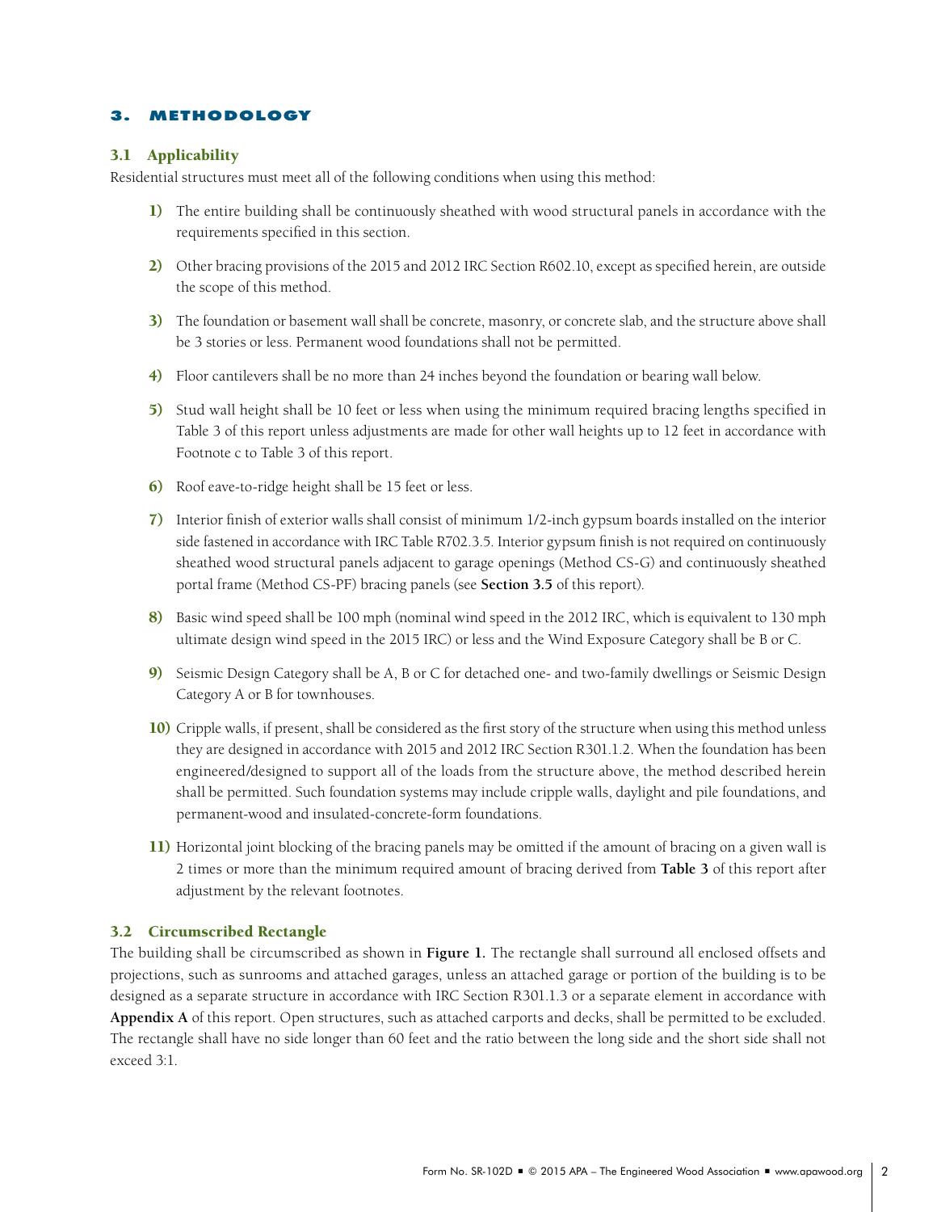# 3. METHODOLOGY

## 3.1 Applicability

Residential structures must meet all of the following conditions when using this method:

1) The entire building shall be continuously sheathed with wood structural panels in accordance with the requirements specified in this section.

2) Other bracing provisions of the 2015 and 2012 IRC Section R602.10, except as specified herein, are outside the scope of this method.

3) The foundation or basement wall shall be concrete, masonry, or concrete slab, and the structure above shall be 3 stories or less. Permanent wood foundations shall not be permitted.

4) Floor cantilevers shall be no more than 24 inches beyond the foundation or bearing wall below.

5) Stud wall height shall be 10 feet or less when using the minimum required bracing lengths specified in Table 3 of this report unless adjustments are made for other wall heights up to 12 feet in accordance with Footnote c to Table 3 of this report.

6) Roof eave-to-ridge height shall be 15 feet or less.

7) Interior finish of exterior walls shall consist of minimum 1/2-inch gypsum boards installed on the interior side fastened in accordance with IRC Table R702.3.5. Interior gypsum finish is not required on continuously sheathed wood structural panels adjacent to garage openings (Method CS-G) and continuously sheathed portal frame (Method CS-PF) bracing panels (see **Section 3.5** of this report).

8) Basic wind speed shall be 100 mph (nominal wind speed in the 2012 IRC, which is equivalent to 130 mph ultimate design wind speed in the 2015 IRC) or less and the Wind Exposure Category shall be B or C.

9) Seismic Design Category shall be A, B or C for detached one- and two-family dwellings or Seismic Design Category A or B for townhouses.

10) Cripple walls, if present, shall be considered as the first story of the structure when using this method unless they are designed in accordance with 2015 and 2012 IRC Section R301.1.2. When the foundation has been engineered/designed to support all of the loads from the structure above, the method described herein shall be permitted. Such foundation systems may include cripple walls, daylight and pile foundations, and permanent-wood and insulated-concrete-form foundations.

11) Horizontal joint blocking of the bracing panels may be omitted if the amount of bracing on a given wall is 2 times or more than the minimum required amount of bracing derived from **Table 3** of this report after adjustment by the relevant footnotes.

## 3.2 Circumscribed Rectangle

The building shall be circumscribed as shown in **Figure 1.** The rectangle shall surround all enclosed offsets and projections, such as sunrooms and attached garages, unless an attached garage or portion of the building is to be designed as a separate structure in accordance with IRC Section R301.1.3 or a separate element in accordance with **Appendix A** of this report. Open structures, such as attached carports and decks, shall be permitted to be excluded. The rectangle shall have no side longer than 60 feet and the ratio between the long side and the short side shall not exceed 3:1.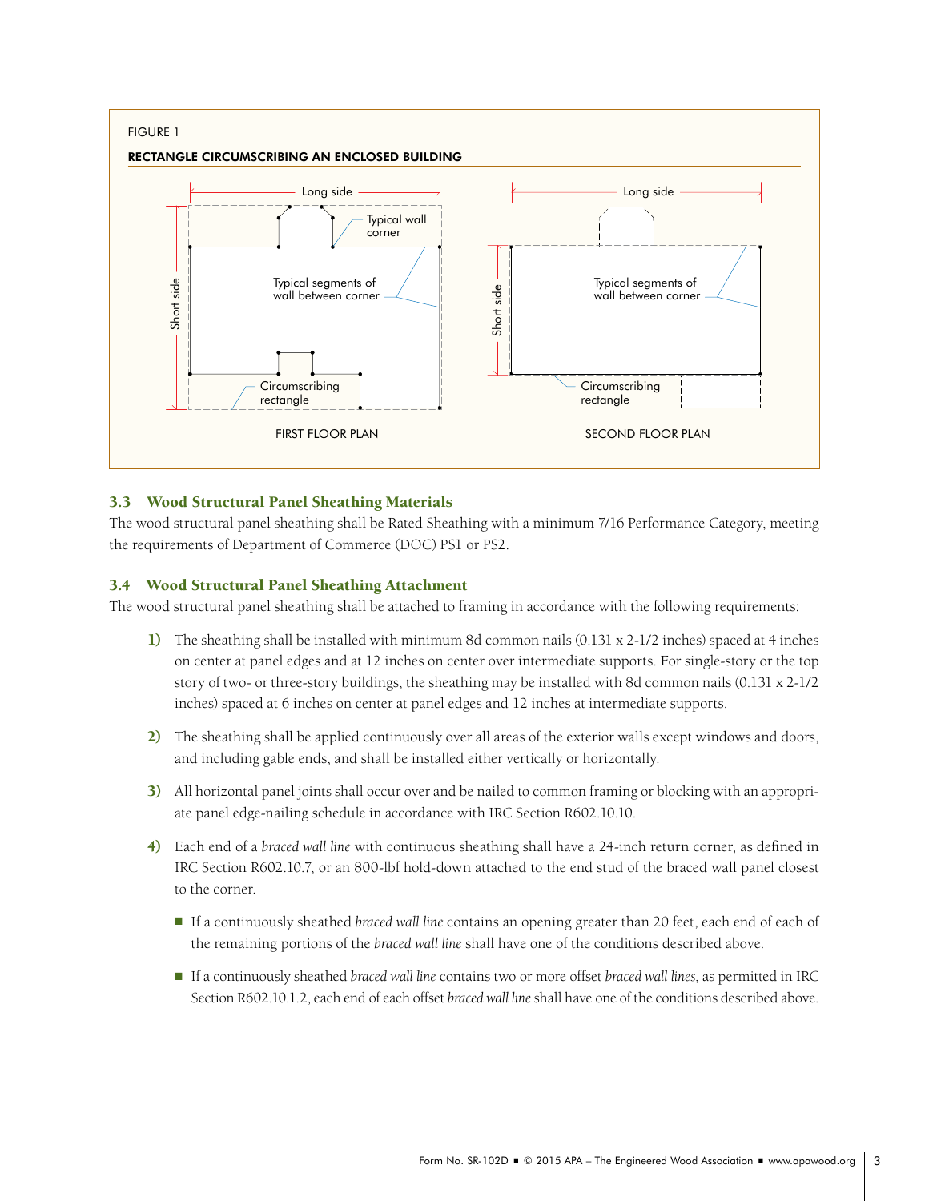FIGURE 1

RECTANGLE CIRCUMSCRIBING AN ENCLOSED BUILDING

FIRST FLOOR PLAN

SECOND FLOOR PLAN

### 3.3 Wood Structural Panel Sheathing Materials

The wood structural panel sheathing shall be Rated Sheathing with a minimum 7/16 Performance Category, meeting the requirements of Department of Commerce (DOC) PS1 or PS2.

### 3.4 Wood Structural Panel Sheathing Attachment

The wood structural panel sheathing shall be attached to framing in accordance with the following requirements:

1) The sheathing shall be installed with minimum 8d common nails (0.131 x 2-1/2 inches) spaced at 4 inches on center at panel edges and at 12 inches on center over intermediate supports. For single-story or the top story of two- or three-story buildings, the sheathing may be installed with 8d common nails (0.131 x 2-1/2 inches) spaced at 6 inches on center at panel edges and 12 inches at intermediate supports.

2) The sheathing shall be applied continuously over all areas of the exterior walls except windows and doors, and including gable ends, and shall be installed either vertically or horizontally.

3) All horizontal panel joints shall occur over and be nailed to common framing or blocking with an appropriate panel edge-nailing schedule in accordance with IRC Section R602.10.10.

4) Each end of a *braced wall line* with continuous sheathing shall have a 24-inch return corner, as defined in IRC Section R602.10.7, or an 800-lbf hold-down attached to the end stud of the braced wall panel closest to the corner.

   - If a continuously sheathed *braced wall line* contains an opening greater than 20 feet, each end of each of the remaining portions of the *braced wall line* shall have one of the conditions described above.

   - If a continuously sheathed *braced wall line* contains two or more offset *braced wall lines*, as permitted in IRC Section R602.10.1.2, each end of each offset *braced wall line* shall have one of the conditions described above.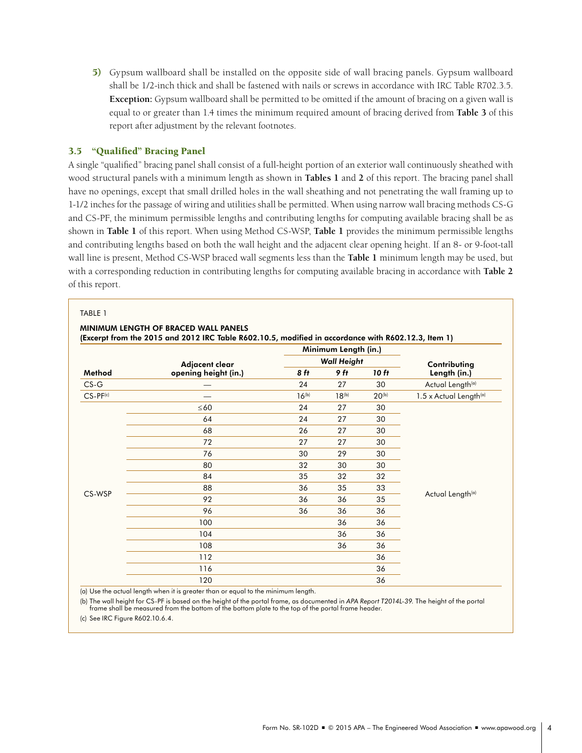**5)** Gypsum wallboard shall be installed on the opposite side of wall bracing panels. Gypsum wallboard shall be 1/2-inch thick and shall be fastened with nails or screws in accordance with IRC Table R702.3.5. **Exception:** Gypsum wallboard shall be permitted to be omitted if the amount of bracing on a given wall is equal to or greater than 1.4 times the minimum required amount of bracing derived from **Table 3** of this report after adjustment by the relevant footnotes.

## 3.5 "Qualified" Bracing Panel

A single "qualified" bracing panel shall consist of a full-height portion of an exterior wall continuously sheathed with wood structural panels with a minimum length as shown in **Tables 1** and **2** of this report. The bracing panel shall have no openings, except that small drilled holes in the wall sheathing and not penetrating the wall framing up to 1-1/2 inches for the passage of wiring and utilities shall be permitted. When using narrow wall bracing methods CS-G and CS-PF, the minimum permissible lengths and contributing lengths for computing available bracing shall be as shown in **Table 1** of this report. When using Method CS-WSP, **Table 1** provides the minimum permissible lengths and contributing lengths based on both the wall height and the adjacent clear opening height. If an 8- or 9-foot-tall wall line is present, Method CS-WSP braced wall segments less than the **Table 1** minimum length may be used, but with a corresponding reduction in contributing lengths for computing available bracing in accordance with **Table 2** of this report.

TABLE 1

**MINIMUM LENGTH OF BRACED WALL PANELS**
**(Excerpt from the 2015 and 2012 IRC Table R602.10.5, modified in accordance with R602.12.3, Item 1)**

| Method | Adjacent clear opening height (in.) | Minimum Length (in.) Wall Height 8 ft | 9 ft | 10 ft | Contributing Length (in.) |
|---|---|---|---|---|---|
| CS-G | — | 24 | 27 | 30 | Actual Length[a] |
| CS-PF[c] | — | 16[b] | 18[b] | 20[b] | 1.5 x Actual Length[a] |
| CS-WSP | ≤60 | 24 | 27 | 30 | Actual Length[a] |
| | 64 | 24 | 27 | 30 | |
| | 68 | 26 | 27 | 30 | |
| | 72 | 27 | 27 | 30 | |
| | 76 | 30 | 29 | 30 | |
| | 80 | 32 | 30 | 30 | |
| | 84 | 35 | 32 | 32 | |
| | 88 | 36 | 35 | 33 | |
| | 92 | 36 | 36 | 35 | |
| | 96 | 36 | 36 | 36 | |
| | 100 | | 36 | 36 | |
| | 104 | | 36 | 36 | |
| | 108 | | 36 | 36 | |
| | 112 | | | 36 | |
| | 116 | | | 36 | |
| | 120 | | | 36 | |

(a) Use the actual length when it is greater than or equal to the minimum length.

(b) The wall height for CS-PF is based on the height of the portal frame, as documented in *APA Report T2014L-39*. The height of the portal frame shall be measured from the bottom of the bottom plate to the top of the portal frame header.

(c) See IRC Figure R602.10.6.4.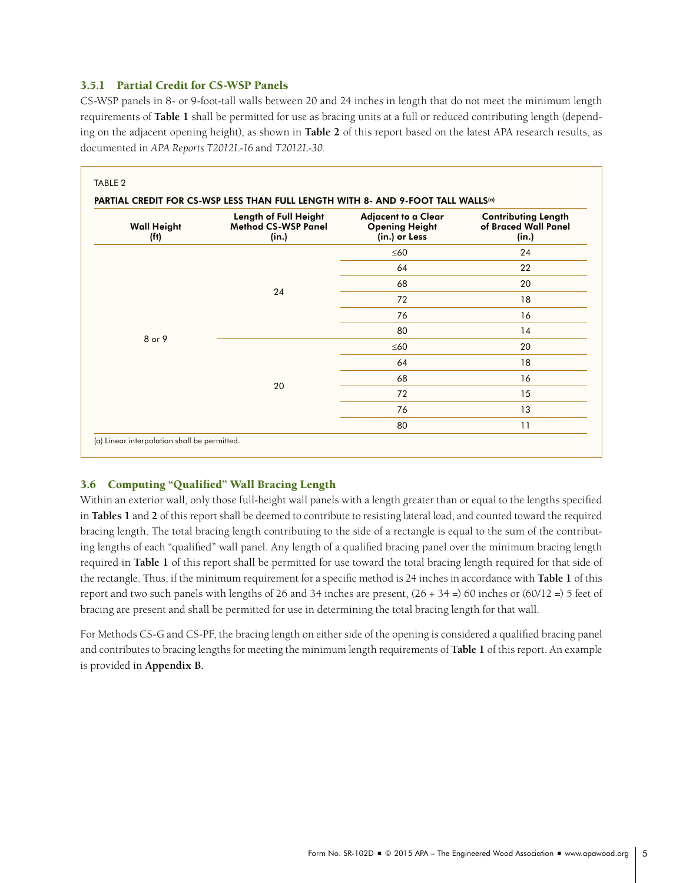### 3.5.1 Partial Credit for CS-WSP Panels

CS-WSP panels in 8- or 9-foot-tall walls between 20 and 24 inches in length that do not meet the minimum length requirements of **Table 1** shall be permitted for use as bracing units at a full or reduced contributing length (depending on the adjacent opening height), as shown in **Table 2** of this report based on the latest APA research results, as documented in *APA Reports T2012L-16* and *T2012L-30*.

TABLE 2

**PARTIAL CREDIT FOR CS-WSP LESS THAN FULL LENGTH WITH 8- AND 9-FOOT TALL WALLS**[a]

| Wall Height (ft) | Length of Full Height Method CS-WSP Panel (in.) | Adjacent to a Clear Opening Height (in.) or Less | Contributing Length of Braced Wall Panel (in.) |
|---|---|---|---|
| 8 or 9 | 24 | ≤60 | 24 |
| | | 64 | 22 |
| | | 68 | 20 |
| | | 72 | 18 |
| | | 76 | 16 |
| | | 80 | 14 |
| | 20 | ≤60 | 20 |
| | | 64 | 18 |
| | | 68 | 16 |
| | | 72 | 15 |
| | | 76 | 13 |
| | | 80 | 11 |

(a) Linear interpolation shall be permitted.

### 3.6 Computing "Qualified" Wall Bracing Length

Within an exterior wall, only those full-height wall panels with a length greater than or equal to the lengths specified in **Tables 1** and **2** of this report shall be deemed to contribute to resisting lateral load, and counted toward the required bracing length. The total bracing length contributing to the side of a rectangle is equal to the sum of the contributing lengths of each "qualified" wall panel. Any length of a qualified bracing panel over the minimum bracing length required in **Table 1** of this report shall be permitted for use toward the total bracing length required for that side of the rectangle. Thus, if the minimum requirement for a specific method is 24 inches in accordance with **Table 1** of this report and two such panels with lengths of 26 and 34 inches are present, (26 + 34 =) 60 inches or (60/12 =) 5 feet of bracing are present and shall be permitted for use in determining the total bracing length for that wall.

For Methods CS-G and CS-PF, the bracing length on either side of the opening is considered a qualified bracing panel and contributes to bracing lengths for meeting the minimum length requirements of **Table 1** of this report. An example is provided in **Appendix B.**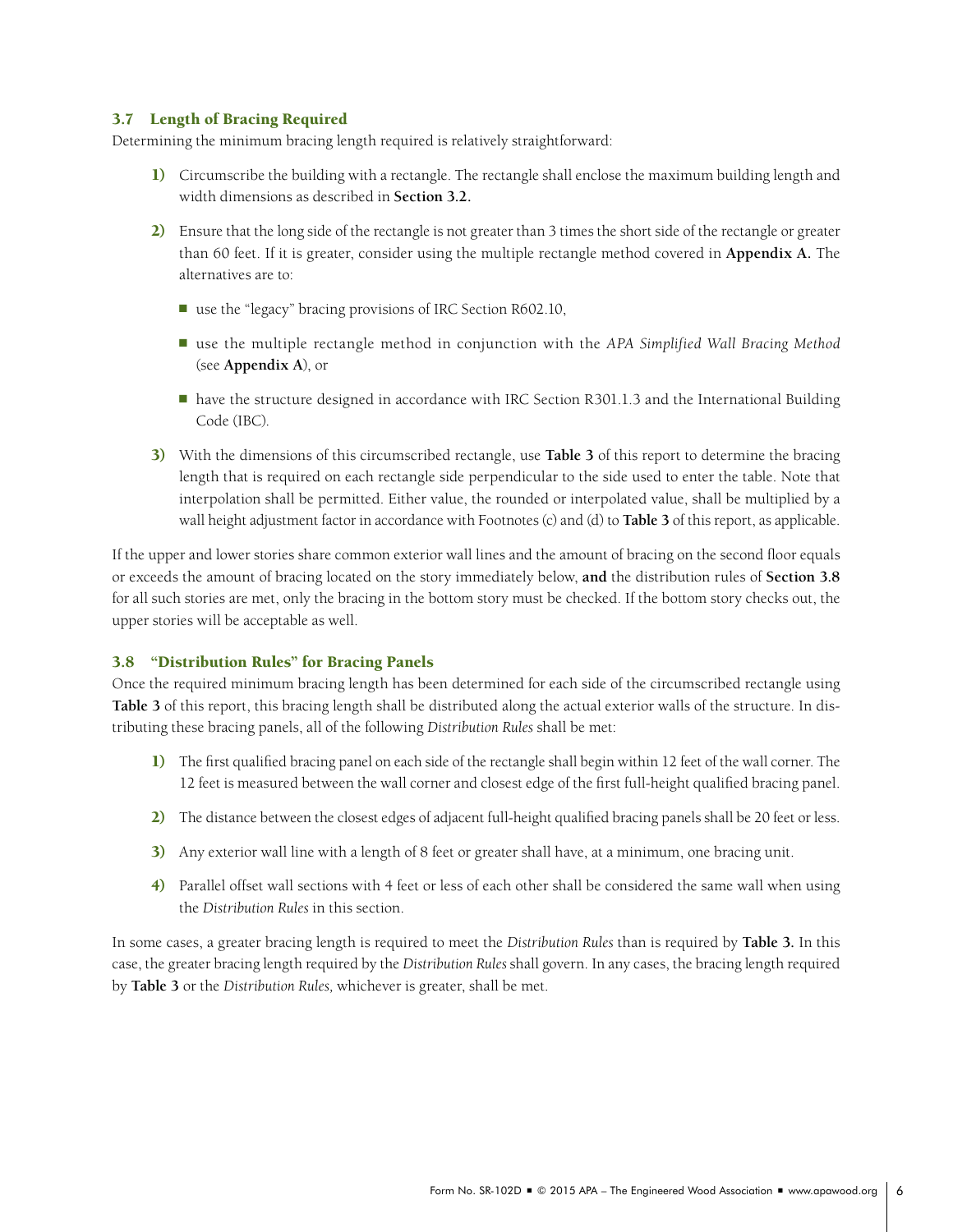### 3.7 Length of Bracing Required

Determining the minimum bracing length required is relatively straightforward:

1) Circumscribe the building with a rectangle. The rectangle shall enclose the maximum building length and width dimensions as described in **Section 3.2.**

2) Ensure that the long side of the rectangle is not greater than 3 times the short side of the rectangle or greater than 60 feet. If it is greater, consider using the multiple rectangle method covered in **Appendix A.** The alternatives are to:

   - use the "legacy" bracing provisions of IRC Section R602.10,
   - use the multiple rectangle method in conjunction with the *APA Simplified Wall Bracing Method* (see **Appendix A**), or
   - have the structure designed in accordance with IRC Section R301.1.3 and the International Building Code (IBC).

3) With the dimensions of this circumscribed rectangle, use **Table 3** of this report to determine the bracing length that is required on each rectangle side perpendicular to the side used to enter the table. Note that interpolation shall be permitted. Either value, the rounded or interpolated value, shall be multiplied by a wall height adjustment factor in accordance with Footnotes (c) and (d) to **Table 3** of this report, as applicable.

If the upper and lower stories share common exterior wall lines and the amount of bracing on the second floor equals or exceeds the amount of bracing located on the story immediately below, **and** the distribution rules of **Section 3.8** for all such stories are met, only the bracing in the bottom story must be checked. If the bottom story checks out, the upper stories will be acceptable as well.

### 3.8 "Distribution Rules" for Bracing Panels

Once the required minimum bracing length has been determined for each side of the circumscribed rectangle using **Table 3** of this report, this bracing length shall be distributed along the actual exterior walls of the structure. In distributing these bracing panels, all of the following *Distribution Rules* shall be met:

1) The first qualified bracing panel on each side of the rectangle shall begin within 12 feet of the wall corner. The 12 feet is measured between the wall corner and closest edge of the first full-height qualified bracing panel.

2) The distance between the closest edges of adjacent full-height qualified bracing panels shall be 20 feet or less.

3) Any exterior wall line with a length of 8 feet or greater shall have, at a minimum, one bracing unit.

4) Parallel offset wall sections with 4 feet or less of each other shall be considered the same wall when using the *Distribution Rules* in this section.

In some cases, a greater bracing length is required to meet the *Distribution Rules* than is required by **Table 3.** In this case, the greater bracing length required by the *Distribution Rules* shall govern. In any cases, the bracing length required by **Table 3** or the *Distribution Rules,* whichever is greater, shall be met.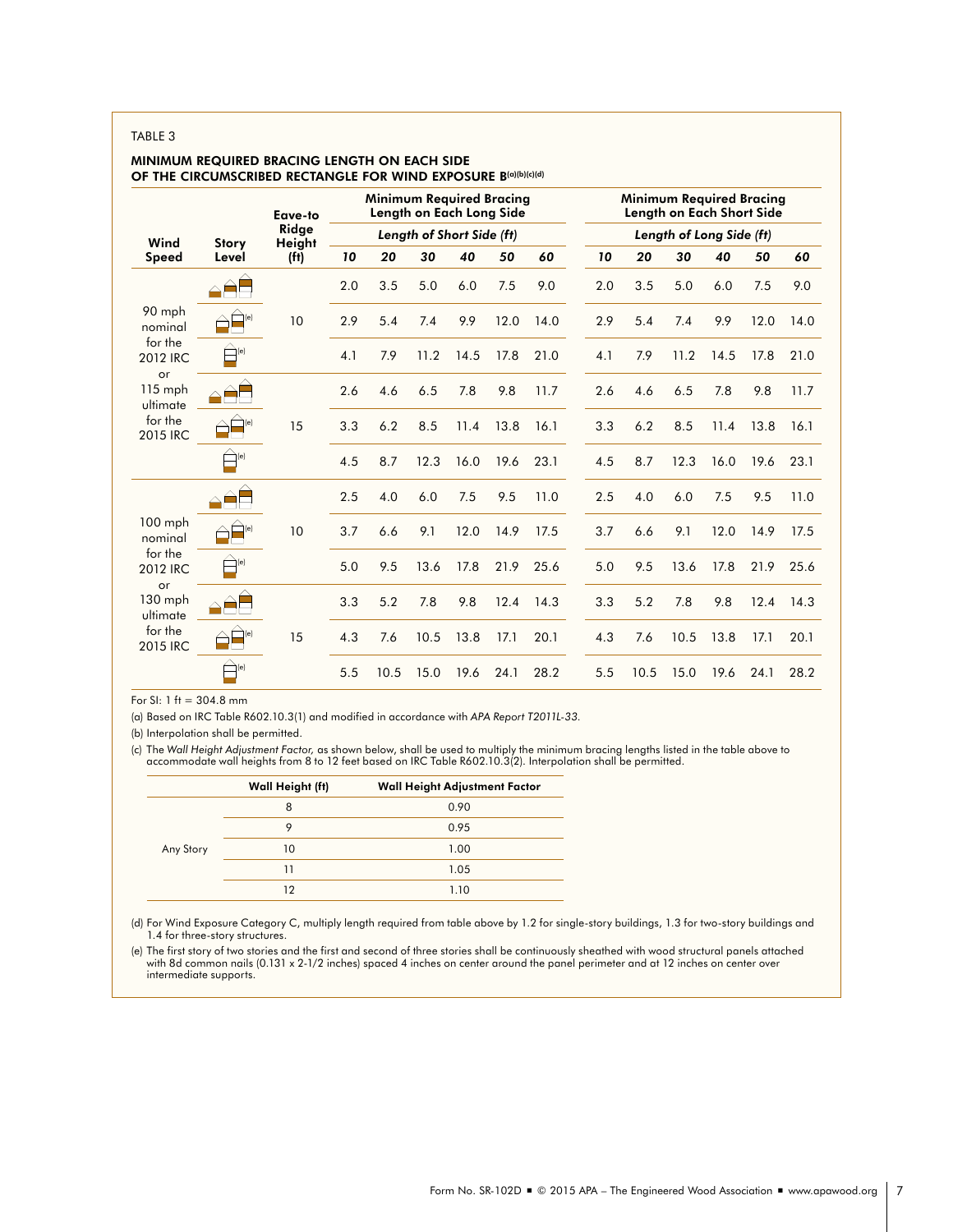TABLE 3

### MINIMUM REQUIRED BRACING LENGTH ON EACH SIDE OF THE CIRCUMSCRIBED RECTANGLE FOR WIND EXPOSURE B[(a)(b)(c)(d)]

| Wind Speed | Story Level | Eave-to Ridge Height (ft) | Minimum Required Bracing Length on Each Long Side | | | | | | Minimum Required Bracing Length on Each Short Side | | | | | |
|---|---|---|---|---|---|---|---|---|---|---|---|---|---|---|
| | | | Length of Short Side (ft) | | | | | | Length of Long Side (ft) | | | | | |
| | | | *10* | *20* | *30* | *40* | *50* | *60* | *10* | *20* | *30* | *40* | *50* | *60* |
| 90 mph nominal for the 2012 IRC or 115 mph ultimate for the 2015 IRC | | 10 | 2.0 | 3.5 | 5.0 | 6.0 | 7.5 | 9.0 | 2.0 | 3.5 | 5.0 | 6.0 | 7.5 | 9.0 |
| | [e] | | 2.9 | 5.4 | 7.4 | 9.9 | 12.0 | 14.0 | 2.9 | 5.4 | 7.4 | 9.9 | 12.0 | 14.0 |
| | [e] | | 4.1 | 7.9 | 11.2 | 14.5 | 17.8 | 21.0 | 4.1 | 7.9 | 11.2 | 14.5 | 17.8 | 21.0 |
| | | 15 | 2.6 | 4.6 | 6.5 | 7.8 | 9.8 | 11.7 | 2.6 | 4.6 | 6.5 | 7.8 | 9.8 | 11.7 |
| | [e] | | 3.3 | 6.2 | 8.5 | 11.4 | 13.8 | 16.1 | 3.3 | 6.2 | 8.5 | 11.4 | 13.8 | 16.1 |
| | [e] | | 4.5 | 8.7 | 12.3 | 16.0 | 19.6 | 23.1 | 4.5 | 8.7 | 12.3 | 16.0 | 19.6 | 23.1 |
| 100 mph nominal for the 2012 IRC or 130 mph ultimate for the 2015 IRC | | 10 | 2.5 | 4.0 | 6.0 | 7.5 | 9.5 | 11.0 | 2.5 | 4.0 | 6.0 | 7.5 | 9.5 | 11.0 |
| | [e] | | 3.7 | 6.6 | 9.1 | 12.0 | 14.9 | 17.5 | 3.7 | 6.6 | 9.1 | 12.0 | 14.9 | 17.5 |
| | [e] | | 5.0 | 9.5 | 13.6 | 17.8 | 21.9 | 25.6 | 5.0 | 9.5 | 13.6 | 17.8 | 21.9 | 25.6 |
| | | 15 | 3.3 | 5.2 | 7.8 | 9.8 | 12.4 | 14.3 | 3.3 | 5.2 | 7.8 | 9.8 | 12.4 | 14.3 |
| | [e] | | 4.3 | 7.6 | 10.5 | 13.8 | 17.1 | 20.1 | 4.3 | 7.6 | 10.5 | 13.8 | 17.1 | 20.1 |
| | [e] | | 5.5 | 10.5 | 15.0 | 19.6 | 24.1 | 28.2 | 5.5 | 10.5 | 15.0 | 19.6 | 24.1 | 28.2 |

For SI: 1 ft = 304.8 mm

(a) Based on IRC Table R602.10.3(1) and modified in accordance with *APA Report T2011L-33*.

(b) Interpolation shall be permitted.

(c) The *Wall Height Adjustment Factor*, as shown below, shall be used to multiply the minimum bracing lengths listed in the table above to accommodate wall heights from 8 to 12 feet based on IRC Table R602.10.3(2). Interpolation shall be permitted.

| | Wall Height (ft) | Wall Height Adjustment Factor |
|---|---|---|
| Any Story | 8 | 0.90 |
| | 9 | 0.95 |
| | 10 | 1.00 |
| | 11 | 1.05 |
| | 12 | 1.10 |

(d) For Wind Exposure Category C, multiply length required from table above by 1.2 for single-story buildings, 1.3 for two-story buildings and 1.4 for three-story structures.

(e) The first story of two stories and the first and second of three stories shall be continuously sheathed with wood structural panels attached with 8d common nails (0.131 x 2-1/2 inches) spaced 4 inches on center around the panel perimeter and at 12 inches on center over intermediate supports.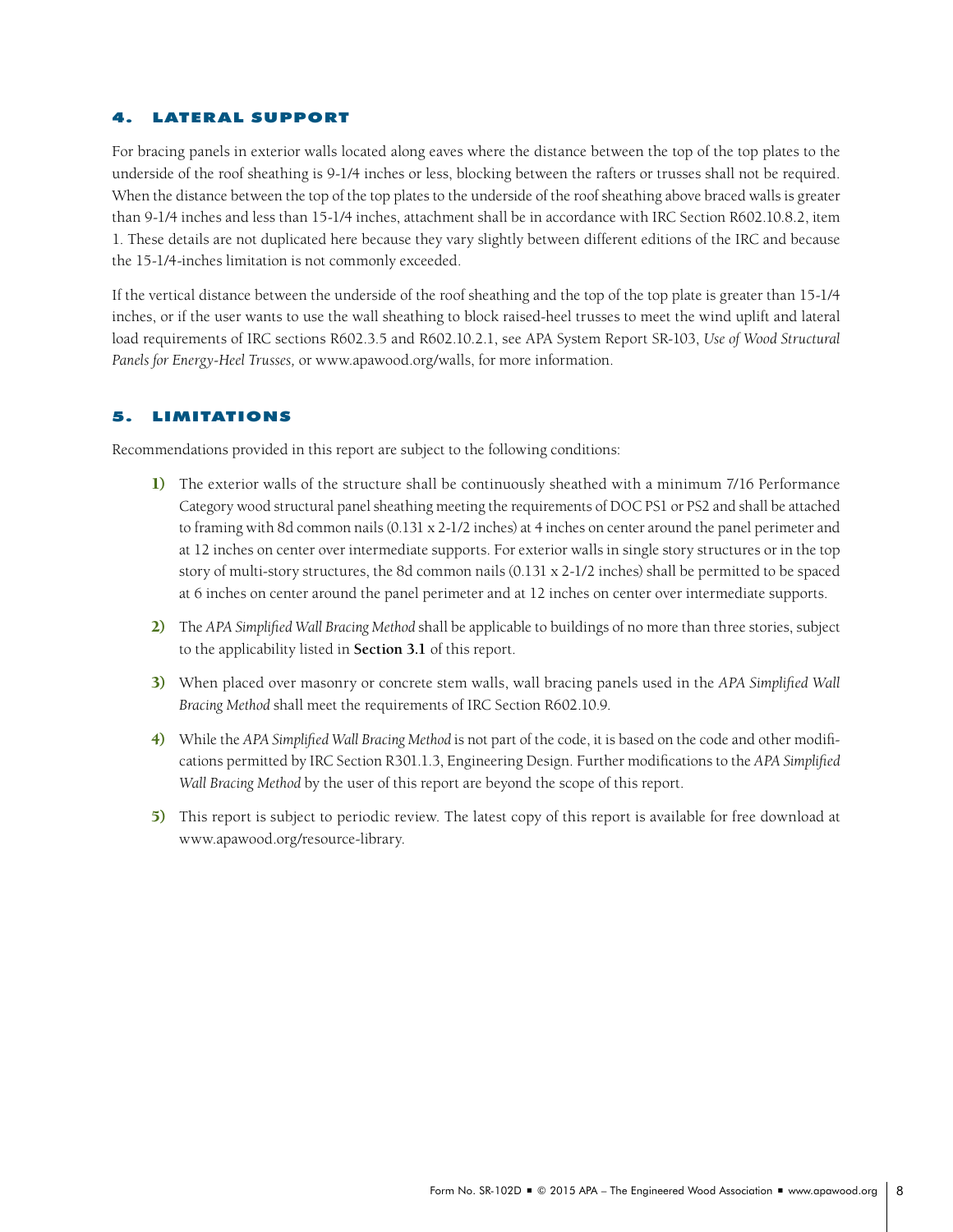## 4. LATERAL SUPPORT

For bracing panels in exterior walls located along eaves where the distance between the top of the top plates to the underside of the roof sheathing is 9-1/4 inches or less, blocking between the rafters or trusses shall not be required. When the distance between the top of the top plates to the underside of the roof sheathing above braced walls is greater than 9-1/4 inches and less than 15-1/4 inches, attachment shall be in accordance with IRC Section R602.10.8.2, item 1. These details are not duplicated here because they vary slightly between different editions of the IRC and because the 15-1/4-inches limitation is not commonly exceeded.

If the vertical distance between the underside of the roof sheathing and the top of the top plate is greater than 15-1/4 inches, or if the user wants to use the wall sheathing to block raised-heel trusses to meet the wind uplift and lateral load requirements of IRC sections R602.3.5 and R602.10.2.1, see APA System Report SR-103, *Use of Wood Structural Panels for Energy-Heel Trusses,* or www.apawood.org/walls, for more information.

## 5. LIMITATIONS

Recommendations provided in this report are subject to the following conditions:

1) The exterior walls of the structure shall be continuously sheathed with a minimum 7/16 Performance Category wood structural panel sheathing meeting the requirements of DOC PS1 or PS2 and shall be attached to framing with 8d common nails (0.131 x 2-1/2 inches) at 4 inches on center around the panel perimeter and at 12 inches on center over intermediate supports. For exterior walls in single story structures or in the top story of multi-story structures, the 8d common nails (0.131 x 2-1/2 inches) shall be permitted to be spaced at 6 inches on center around the panel perimeter and at 12 inches on center over intermediate supports.

2) The *APA Simplified Wall Bracing Method* shall be applicable to buildings of no more than three stories, subject to the applicability listed in **Section 3.1** of this report.

3) When placed over masonry or concrete stem walls, wall bracing panels used in the *APA Simplified Wall Bracing Method* shall meet the requirements of IRC Section R602.10.9.

4) While the *APA Simplified Wall Bracing Method* is not part of the code, it is based on the code and other modifications permitted by IRC Section R301.1.3, Engineering Design. Further modifications to the *APA Simplified Wall Bracing Method* by the user of this report are beyond the scope of this report.

5) This report is subject to periodic review. The latest copy of this report is available for free download at www.apawood.org/resource-library.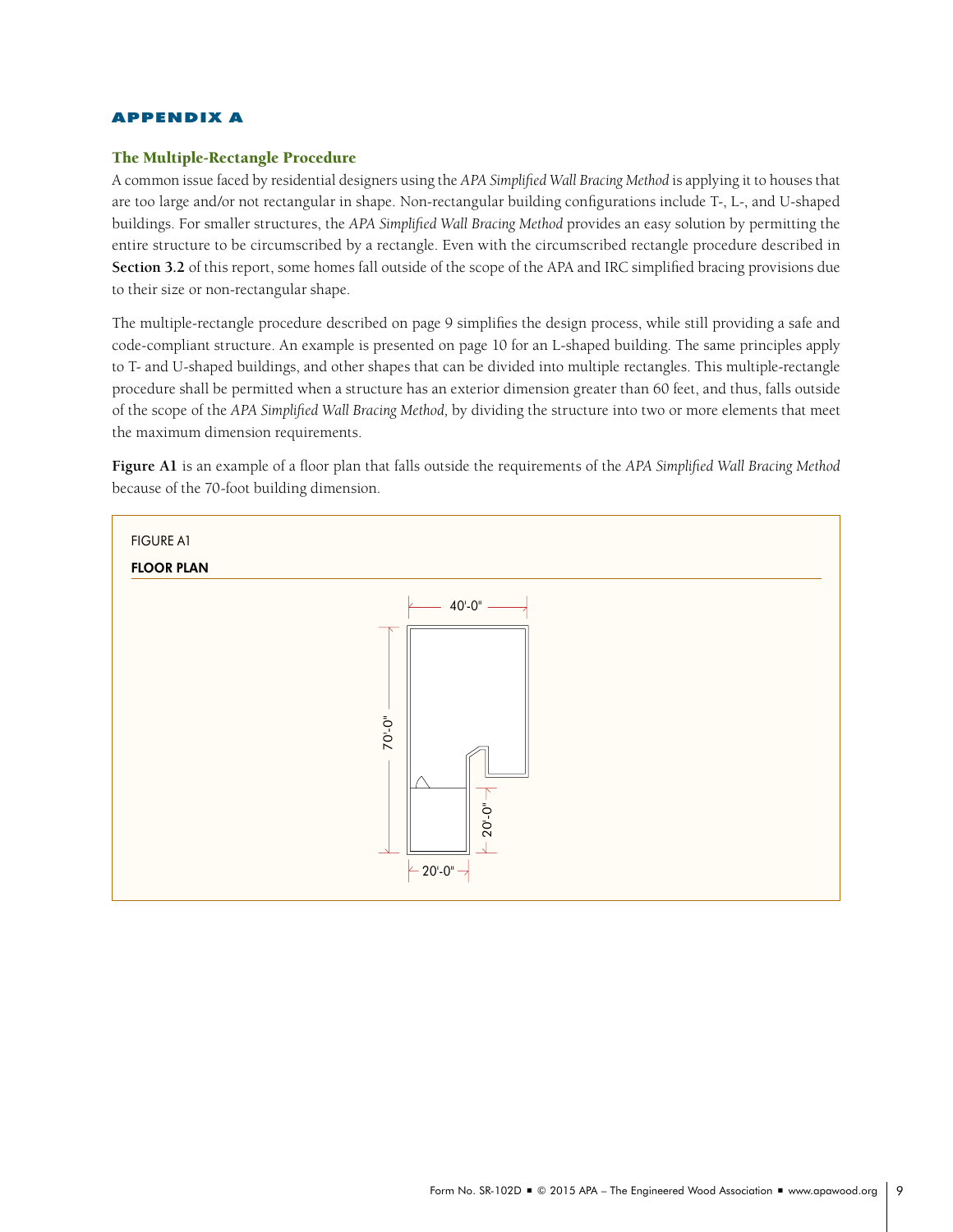## APPENDIX A

### The Multiple-Rectangle Procedure

A common issue faced by residential designers using the *APA Simplified Wall Bracing Method* is applying it to houses that are too large and/or not rectangular in shape. Non-rectangular building configurations include T-, L-, and U-shaped buildings. For smaller structures, the *APA Simplified Wall Bracing Method* provides an easy solution by permitting the entire structure to be circumscribed by a rectangle. Even with the circumscribed rectangle procedure described in **Section 3.2** of this report, some homes fall outside of the scope of the APA and IRC simplified bracing provisions due to their size or non-rectangular shape.

The multiple-rectangle procedure described on page 9 simplifies the design process, while still providing a safe and code-compliant structure. An example is presented on page 10 for an L-shaped building. The same principles apply to T- and U-shaped buildings, and other shapes that can be divided into multiple rectangles. This multiple-rectangle procedure shall be permitted when a structure has an exterior dimension greater than 60 feet, and thus, falls outside of the scope of the *APA Simplified Wall Bracing Method,* by dividing the structure into two or more elements that meet the maximum dimension requirements.

**Figure A1** is an example of a floor plan that falls outside the requirements of the *APA Simplified Wall Bracing Method* because of the 70-foot building dimension.

FIGURE A1

**FLOOR PLAN**

40'-0"

70'-0"

20'-0"

20'-0"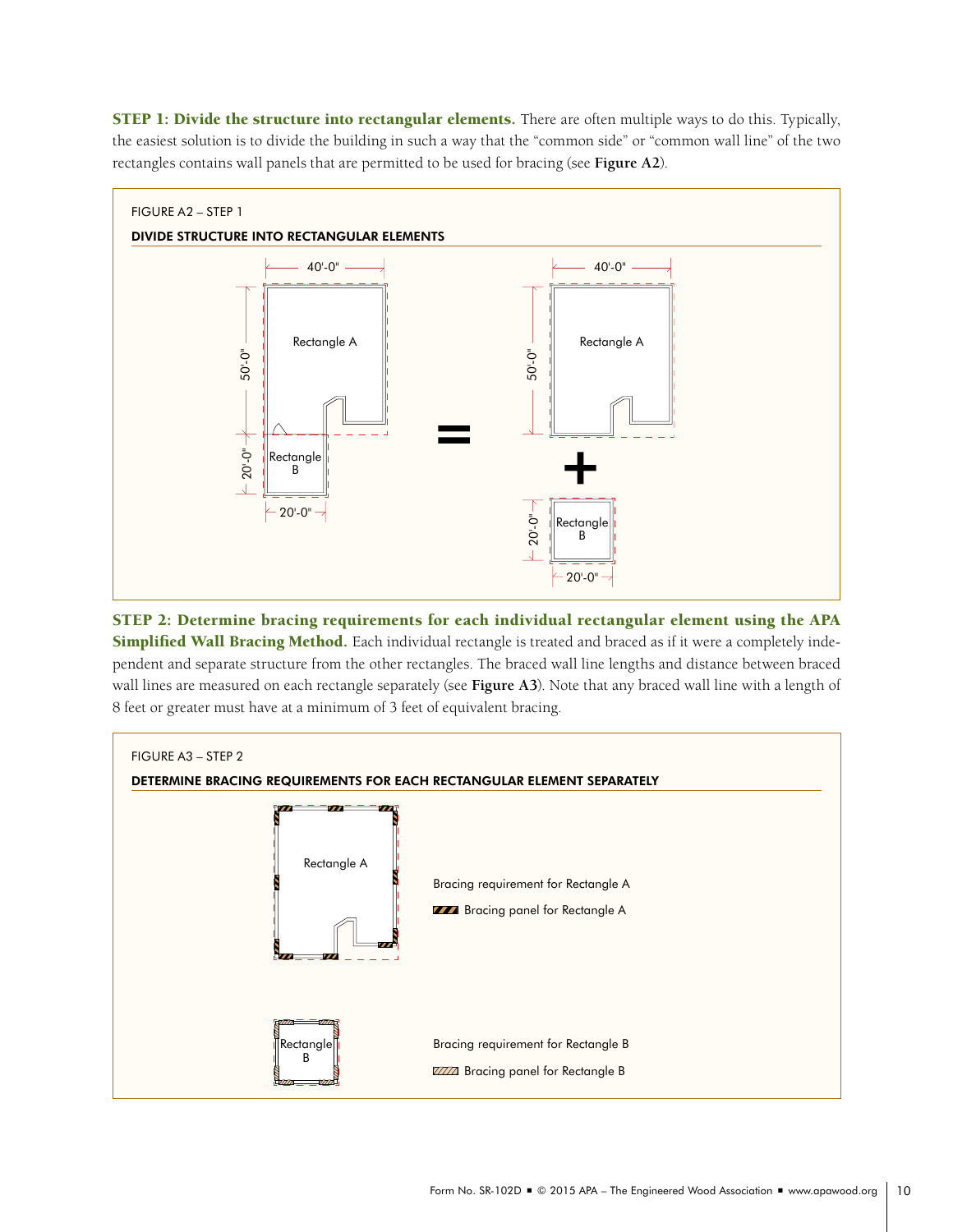**STEP 1: Divide the structure into rectangular elements.** There are often multiple ways to do this. Typically, the easiest solution is to divide the building in such a way that the "common side" or "common wall line" of the two rectangles contains wall panels that are permitted to be used for bracing (see **Figure A2**).

FIGURE A2 – STEP 1

DIVIDE STRUCTURE INTO RECTANGULAR ELEMENTS

40'-0"

50'-0"

Rectangle A

20'-0"

Rectangle B

20'-0"

=

40'-0"

50'-0"

Rectangle A

+

20'-0"

Rectangle B

20'-0"

**STEP 2: Determine bracing requirements for each individual rectangular element using the APA Simplified Wall Bracing Method.** Each individual rectangle is treated and braced as if it were a completely independent and separate structure from the other rectangles. The braced wall line lengths and distance between braced wall lines are measured on each rectangle separately (see **Figure A3**). Note that any braced wall line with a length of 8 feet or greater must have at a minimum of 3 feet of equivalent bracing.

FIGURE A3 – STEP 2

DETERMINE BRACING REQUIREMENTS FOR EACH RECTANGULAR ELEMENT SEPARATELY

Rectangle A

Bracing requirement for Rectangle A

Bracing panel for Rectangle A

Rectangle B

Bracing requirement for Rectangle B

Bracing panel for Rectangle B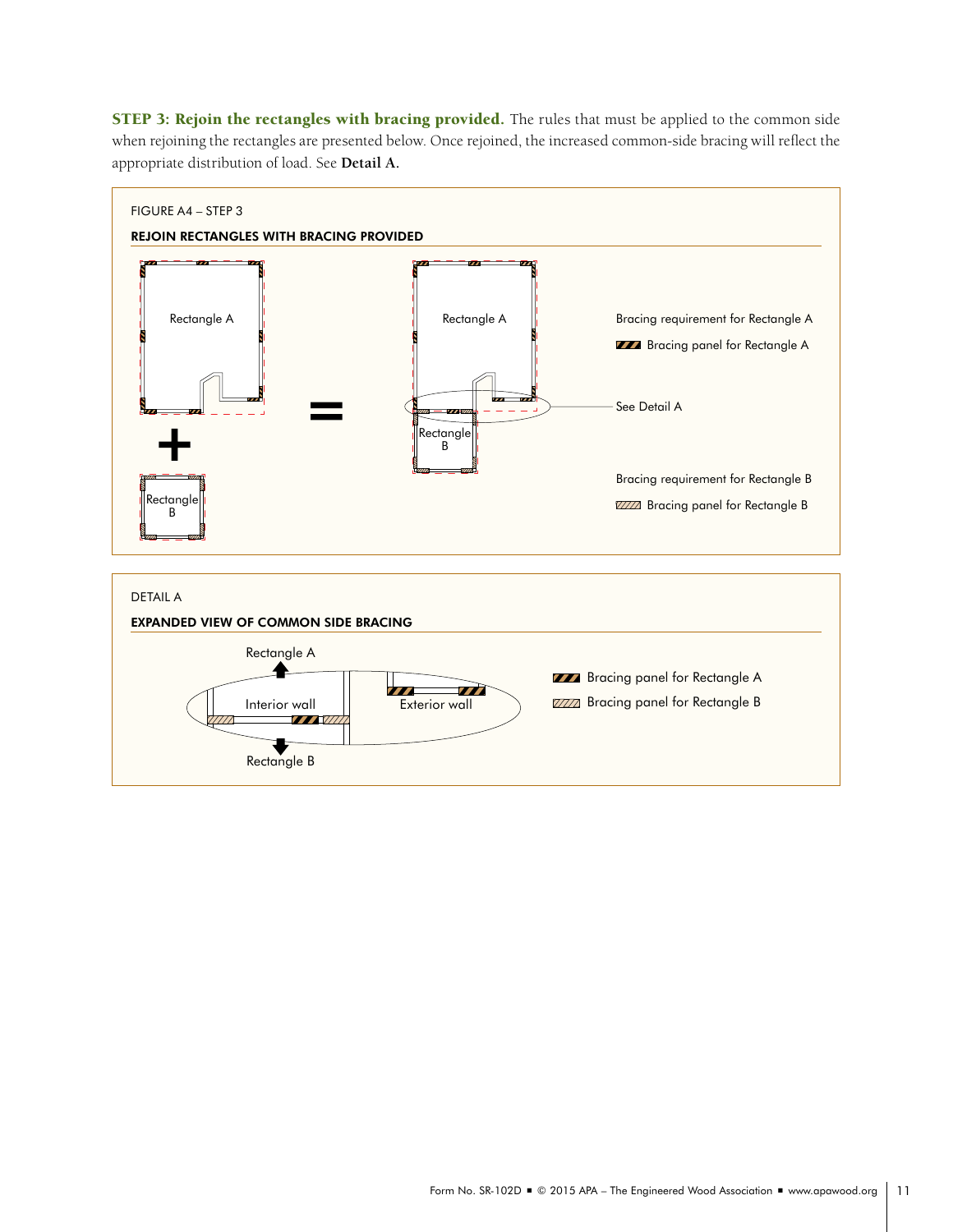**STEP 3: Rejoin the rectangles with bracing provided.** The rules that must be applied to the common side when rejoining the rectangles are presented below. Once rejoined, the increased common-side bracing will reflect the appropriate distribution of load. See **Detail A.**

FIGURE A4 – STEP 3

**REJOIN RECTANGLES WITH BRACING PROVIDED**

Rectangle A + Rectangle B = Rectangle A / Rectangle B

Bracing requirement for Rectangle A

Bracing panel for Rectangle A

See Detail A

Bracing requirement for Rectangle B

Bracing panel for Rectangle B

DETAIL A

**EXPANDED VIEW OF COMMON SIDE BRACING**

Rectangle A

Interior wall

Exterior wall

Rectangle B

Bracing panel for Rectangle A

Bracing panel for Rectangle B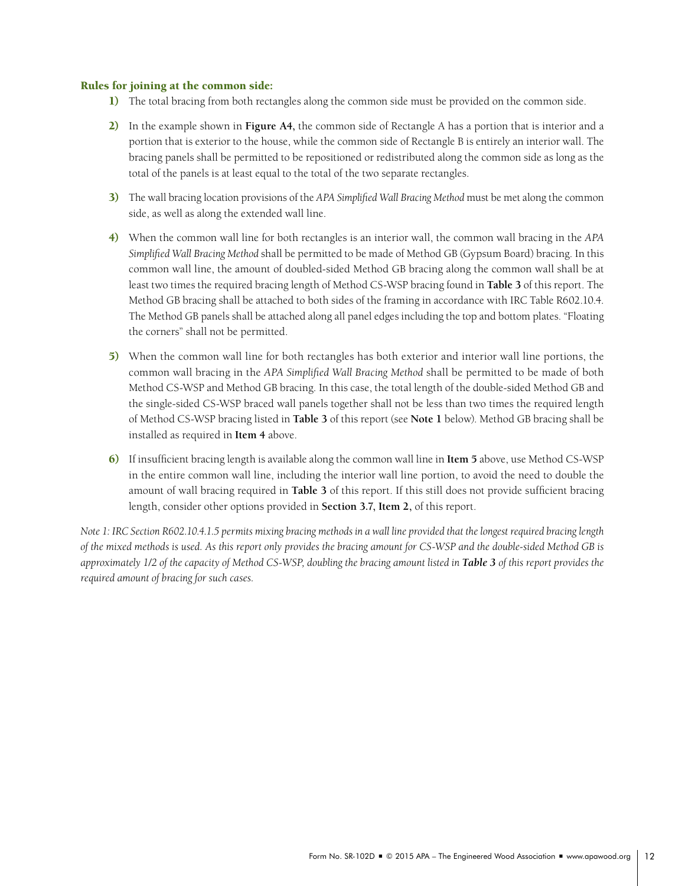### Rules for joining at the common side:

1) The total bracing from both rectangles along the common side must be provided on the common side.

2) In the example shown in **Figure A4**, the common side of Rectangle A has a portion that is interior and a portion that is exterior to the house, while the common side of Rectangle B is entirely an interior wall. The bracing panels shall be permitted to be repositioned or redistributed along the common side as long as the total of the panels is at least equal to the total of the two separate rectangles.

3) The wall bracing location provisions of the *APA Simplified Wall Bracing Method* must be met along the common side, as well as along the extended wall line.

4) When the common wall line for both rectangles is an interior wall, the common wall bracing in the *APA Simplified Wall Bracing Method* shall be permitted to be made of Method GB (Gypsum Board) bracing. In this common wall line, the amount of doubled-sided Method GB bracing along the common wall shall be at least two times the required bracing length of Method CS-WSP bracing found in **Table 3** of this report. The Method GB bracing shall be attached to both sides of the framing in accordance with IRC Table R602.10.4. The Method GB panels shall be attached along all panel edges including the top and bottom plates. "Floating the corners" shall not be permitted.

5) When the common wall line for both rectangles has both exterior and interior wall line portions, the common wall bracing in the *APA Simplified Wall Bracing Method* shall be permitted to be made of both Method CS-WSP and Method GB bracing. In this case, the total length of the double-sided Method GB and the single-sided CS-WSP braced wall panels together shall not be less than two times the required length of Method CS-WSP bracing listed in **Table 3** of this report (see **Note 1** below). Method GB bracing shall be installed as required in **Item 4** above.

6) If insufficient bracing length is available along the common wall line in **Item 5** above, use Method CS-WSP in the entire common wall line, including the interior wall line portion, to avoid the need to double the amount of wall bracing required in **Table 3** of this report. If this still does not provide sufficient bracing length, consider other options provided in **Section 3.7, Item 2,** of this report.

*Note 1: IRC Section R602.10.4.1.5 permits mixing bracing methods in a wall line provided that the longest required bracing length of the mixed methods is used. As this report only provides the bracing amount for CS-WSP and the double-sided Method GB is approximately 1/2 of the capacity of Method CS-WSP, doubling the bracing amount listed in **Table 3** of this report provides the required amount of bracing for such cases.*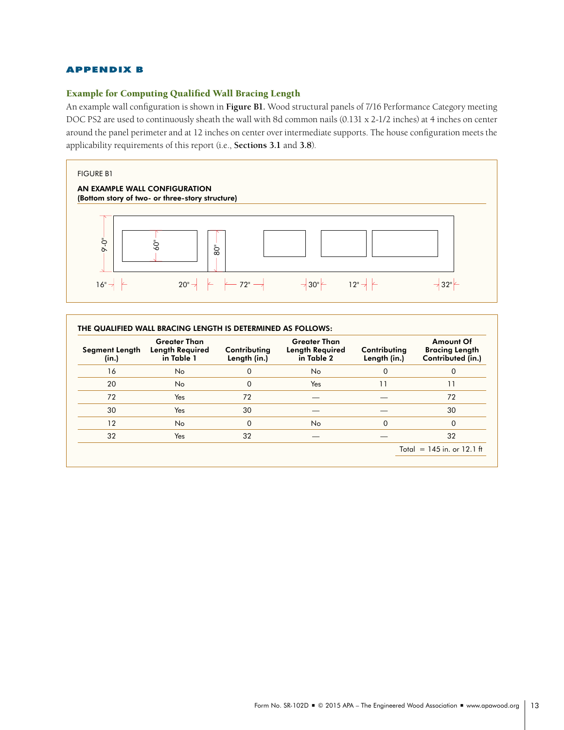## APPENDIX B

### Example for Computing Qualified Wall Bracing Length

An example wall configuration is shown in **Figure B1.** Wood structural panels of 7/16 Performance Category meeting DOC PS2 are used to continuously sheath the wall with 8d common nails (0.131 x 2-1/2 inches) at 4 inches on center around the panel perimeter and at 12 inches on center over intermediate supports. The house configuration meets the applicability requirements of this report (i.e., **Sections 3.1** and **3.8**).

FIGURE B1

AN EXAMPLE WALL CONFIGURATION
(Bottom story of two- or three-story structure)

9'-0" | 60" | 80"

16" | 20" | 72" | 30" | 12" | 32"

THE QUALIFIED WALL BRACING LENGTH IS DETERMINED AS FOLLOWS:

| Segment Length (in.) | Greater Than Length Required in Table 1 | Contributing Length (in.) | Greater Than Length Required in Table 2 | Contributing Length (in.) | Amount Of Bracing Length Contributed (in.) |
|---|---|---|---|---|---|
| 16 | No | 0 | No | 0 | 0 |
| 20 | No | 0 | Yes | 11 | 11 |
| 72 | Yes | 72 | — | — | 72 |
| 30 | Yes | 30 | — | — | 30 |
| 12 | No | 0 | No | 0 | 0 |
| 32 | Yes | 32 | — | — | 32 |
| | | | | | Total = 145 in. or 12.1 ft |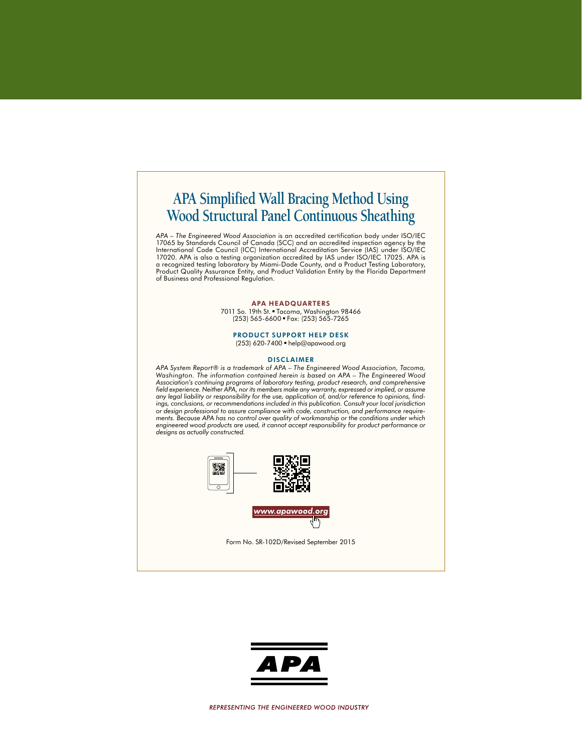# APA Simplified Wall Bracing Method Using Wood Structural Panel Continuous Sheathing

*APA – The Engineered Wood Association* is an accredited certification body under ISO/IEC 17065 by Standards Council of Canada (SCC) and an accredited inspection agency by the International Code Council (ICC) International Accreditation Service (IAS) under ISO/IEC 17020. APA is also a testing organization accredited by IAS under ISO/IEC 17025. APA is a recognized testing laboratory by Miami-Dade County, and a Product Testing Laboratory, Product Quality Assurance Entity, and Product Validation Entity by the Florida Department of Business and Professional Regulation.

**APA HEADQUARTERS**
7011 So. 19th St. ▪ Tacoma, Washington 98466
(253) 565-6600 ▪ Fax: (253) 565-7265

**PRODUCT SUPPORT HELP DESK**
(253) 620-7400 ▪ help@apawood.org

**DISCLAIMER**

*APA System Report® is a trademark of APA – The Engineered Wood Association, Tacoma, Washington. The information contained herein is based on APA – The Engineered Wood Association's continuing programs of laboratory testing, product research, and comprehensive field experience. Neither APA, nor its members make any warranty, expressed or implied, or assume any legal liability or responsibility for the use, application of, and/or reference to opinions, findings, conclusions, or recommendations included in this publication. Consult your local jurisdiction or design professional to assure compliance with code, construction, and performance requirements. Because APA has no control over quality of workmanship or the conditions under which engineered wood products are used, it cannot accept responsibility for product performance or designs as actually constructed.*

www.apawood.org

Form No. SR-102D/Revised September 2015

APA

*REPRESENTING THE ENGINEERED WOOD INDUSTRY*